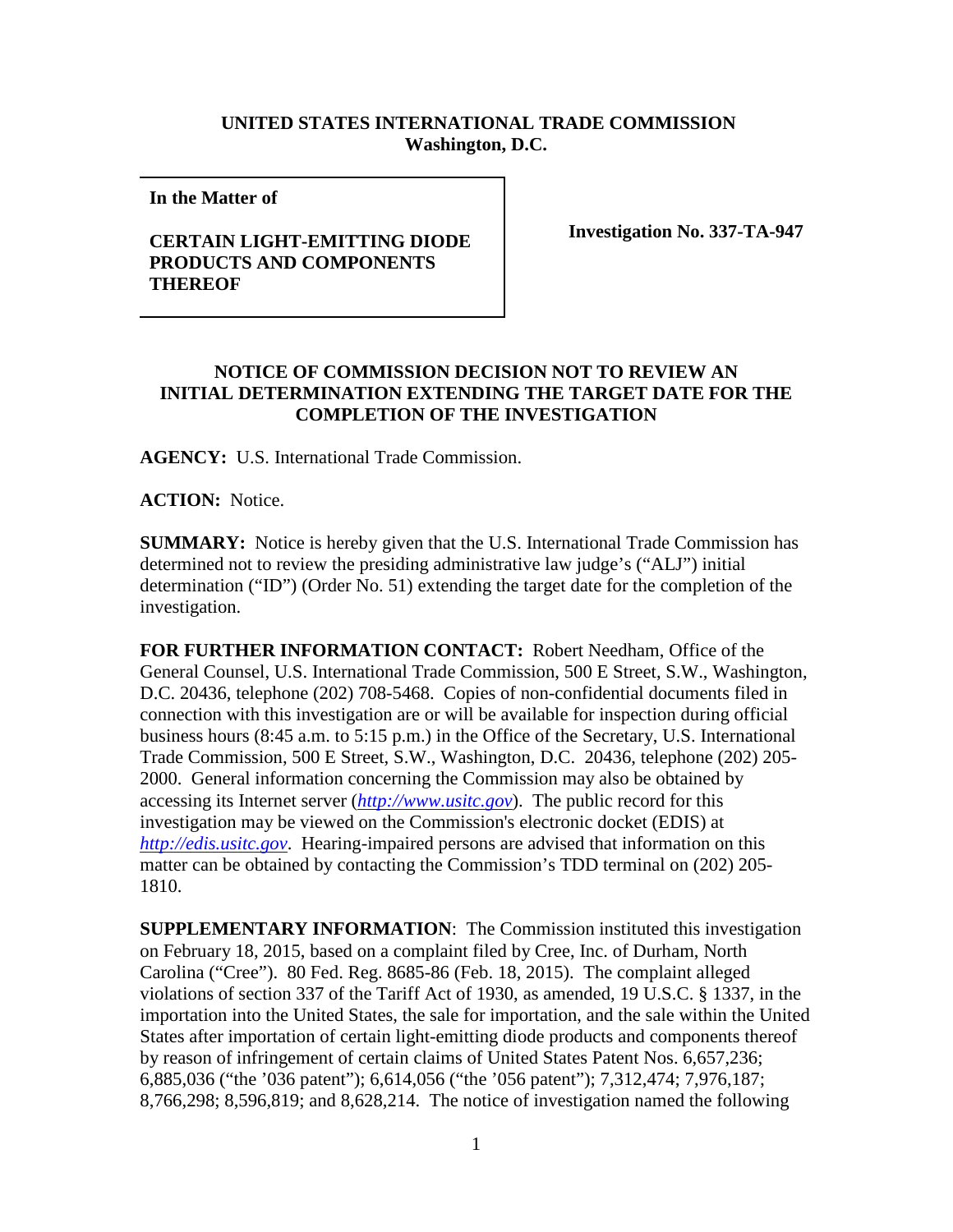**UNITED STATES INTERNATIONAL TRADE COMMISSION**
**Washington, D.C.**

| **In the Matter of**<br><br>**CERTAIN LIGHT-EMITTING DIODE PRODUCTS AND COMPONENTS THEREOF** | **Investigation No. 337-TA-947** |
|---|---|

**NOTICE OF COMMISSION DECISION NOT TO REVIEW AN INITIAL DETERMINATION EXTENDING THE TARGET DATE FOR THE COMPLETION OF THE INVESTIGATION**

**AGENCY:** U.S. International Trade Commission.

**ACTION:** Notice.

**SUMMARY:** Notice is hereby given that the U.S. International Trade Commission has determined not to review the presiding administrative law judge's ("ALJ") initial determination ("ID") (Order No. 51) extending the target date for the completion of the investigation.

**FOR FURTHER INFORMATION CONTACT:** Robert Needham, Office of the General Counsel, U.S. International Trade Commission, 500 E Street, S.W., Washington, D.C. 20436, telephone (202) 708-5468. Copies of non-confidential documents filed in connection with this investigation are or will be available for inspection during official business hours (8:45 a.m. to 5:15 p.m.) in the Office of the Secretary, U.S. International Trade Commission, 500 E Street, S.W., Washington, D.C. 20436, telephone (202) 205-2000. General information concerning the Commission may also be obtained by accessing its Internet server (*http://www.usitc.gov*). The public record for this investigation may be viewed on the Commission's electronic docket (EDIS) at *http://edis.usitc.gov*. Hearing-impaired persons are advised that information on this matter can be obtained by contacting the Commission's TDD terminal on (202) 205-1810.

**SUPPLEMENTARY INFORMATION**: The Commission instituted this investigation on February 18, 2015, based on a complaint filed by Cree, Inc. of Durham, North Carolina ("Cree"). 80 Fed. Reg. 8685-86 (Feb. 18, 2015). The complaint alleged violations of section 337 of the Tariff Act of 1930, as amended, 19 U.S.C. § 1337, in the importation into the United States, the sale for importation, and the sale within the United States after importation of certain light-emitting diode products and components thereof by reason of infringement of certain claims of United States Patent Nos. 6,657,236; 6,885,036 ("the '036 patent"); 6,614,056 ("the '056 patent"); 7,312,474; 7,976,187; 8,766,298; 8,596,819; and 8,628,214. The notice of investigation named the following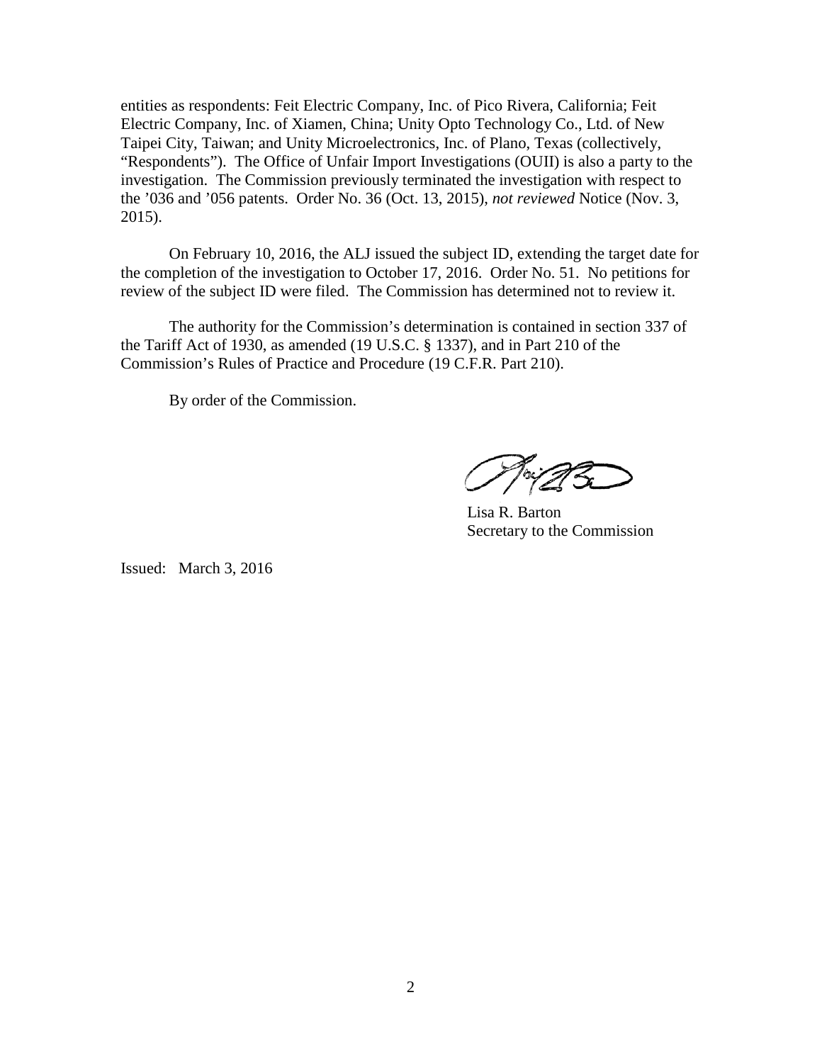entities as respondents: Feit Electric Company, Inc. of Pico Rivera, California; Feit Electric Company, Inc. of Xiamen, China; Unity Opto Technology Co., Ltd. of New Taipei City, Taiwan; and Unity Microelectronics, Inc. of Plano, Texas (collectively, "Respondents"). The Office of Unfair Import Investigations (OUII) is also a party to the investigation. The Commission previously terminated the investigation with respect to the '036 and '056 patents. Order No. 36 (Oct. 13, 2015), *not reviewed* Notice (Nov. 3, 2015).

On February 10, 2016, the ALJ issued the subject ID, extending the target date for the completion of the investigation to October 17, 2016. Order No. 51. No petitions for review of the subject ID were filed. The Commission has determined not to review it.

The authority for the Commission's determination is contained in section 337 of the Tariff Act of 1930, as amended (19 U.S.C. § 1337), and in Part 210 of the Commission's Rules of Practice and Procedure (19 C.F.R. Part 210).

By order of the Commission.

Lisa R. Barton
Secretary to the Commission

Issued: March 3, 2016